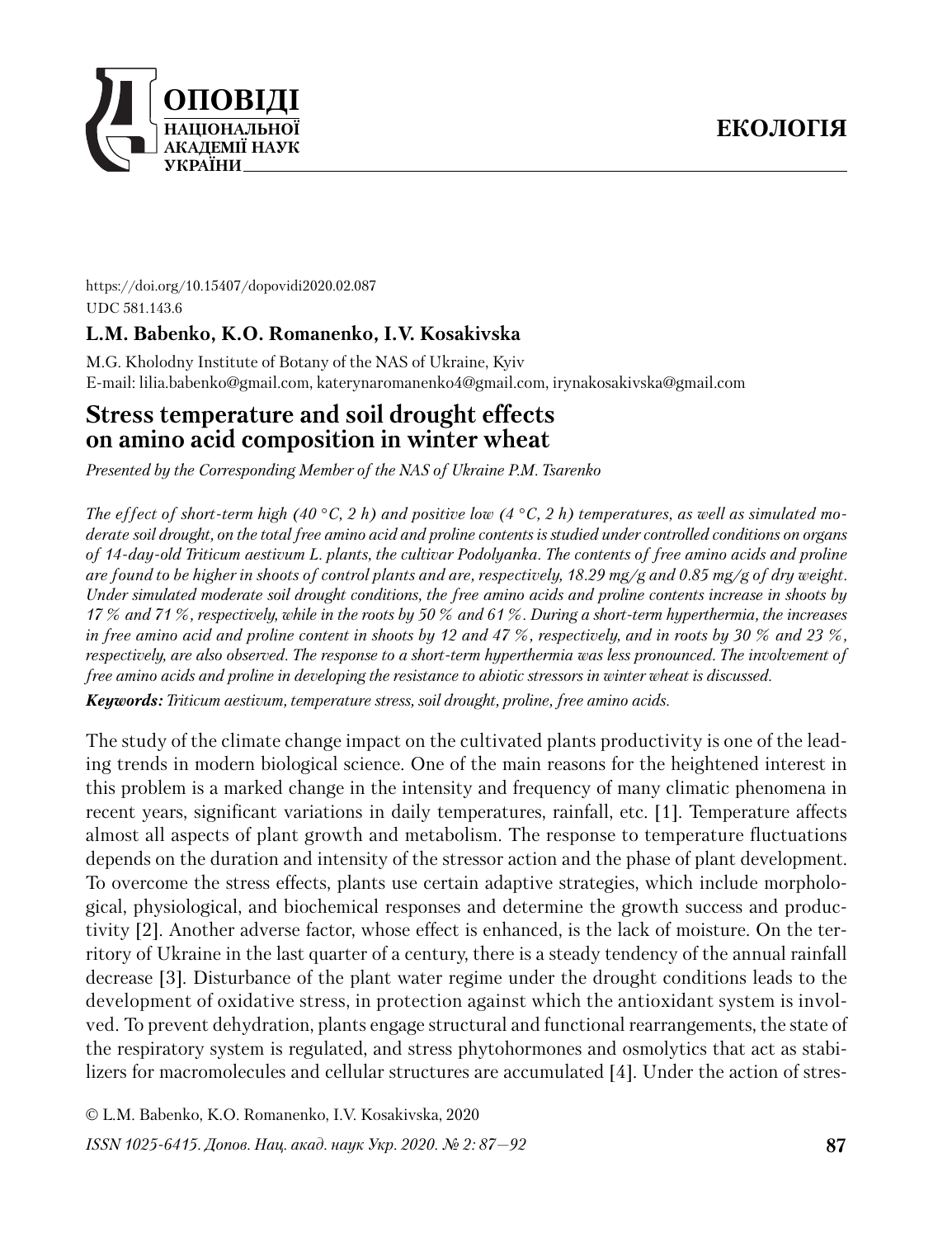https://doi.org/10.15407/dopovidi2020.02.087

UDC 581.143.6

**L.M. Babenko, K.O. Romanenko, I.V. Kosakivska**

M.G. Kholodny Institute of Botany of the NAS of Ukraine, Kyiv
E-mail: lilia.babenko@gmail.com, katerynaromanenko4@gmail.com, irynakosakivska@gmail.com

# Stress temperature and soil drought effects on amino acid composition in winter wheat

*Presented by the Corresponding Member of the NAS of Ukraine P.M. Tsarenko*

*The effect of short-term high (40 °C, 2 h) and positive low (4 °C, 2 h) temperatures, as well as simulated moderate soil drought, on the total free amino acid and proline contents is studied under controlled conditions on organs of 14-day-old Triticum aestivum L. plants, the cultivar Podolyanka. The contents of free amino acids and proline are found to be higher in shoots of control plants and are, respectively, 18.29 mg/g and 0.85 mg/g of dry weight. Under simulated moderate soil drought conditions, the free amino acids and proline contents increase in shoots by 17 % and 71 %, respectively, while in the roots by 50 % and 61 %. During a short-term hyperthermia, the increases in free amino acid and proline content in shoots by 12 and 47 %, respectively, and in roots by 30 % and 23 %, respectively, are also observed. The response to a short-term hyperthermia was less pronounced. The involvement of free amino acids and proline in developing the resistance to abiotic stressors in winter wheat is discussed.*

***Keywords:*** *Triticum aestivum, temperature stress, soil drought, proline, free amino acids.*

The study of the climate change impact on the cultivated plants productivity is one of the leading trends in modern biological science. One of the main reasons for the heightened interest in this problem is a marked change in the intensity and frequency of many climatic phenomena in recent years, significant variations in daily temperatures, rainfall, etc. [1]. Temperature affects almost all aspects of plant growth and metabolism. The response to temperature fluctuations depends on the duration and intensity of the stressor action and the phase of plant development. To overcome the stress effects, plants use certain adaptive strategies, which include morphological, physiological, and biochemical responses and determine the growth success and productivity [2]. Another adverse factor, whose effect is enhanced, is the lack of moisture. On the territory of Ukraine in the last quarter of a century, there is a steady tendency of the annual rainfall decrease [3]. Disturbance of the plant water regime under the drought conditions leads to the development of oxidative stress, in protection against which the antioxidant system is involved. To prevent dehydration, plants engage structural and functional rearrangements, the state of the respiratory system is regulated, and stress phytohormones and osmolytics that act as stabilizers for macromolecules and cellular structures are accumulated [4]. Under the action of stres-

© L.M. Babenko, K.O. Romanenko, I.V. Kosakivska, 2020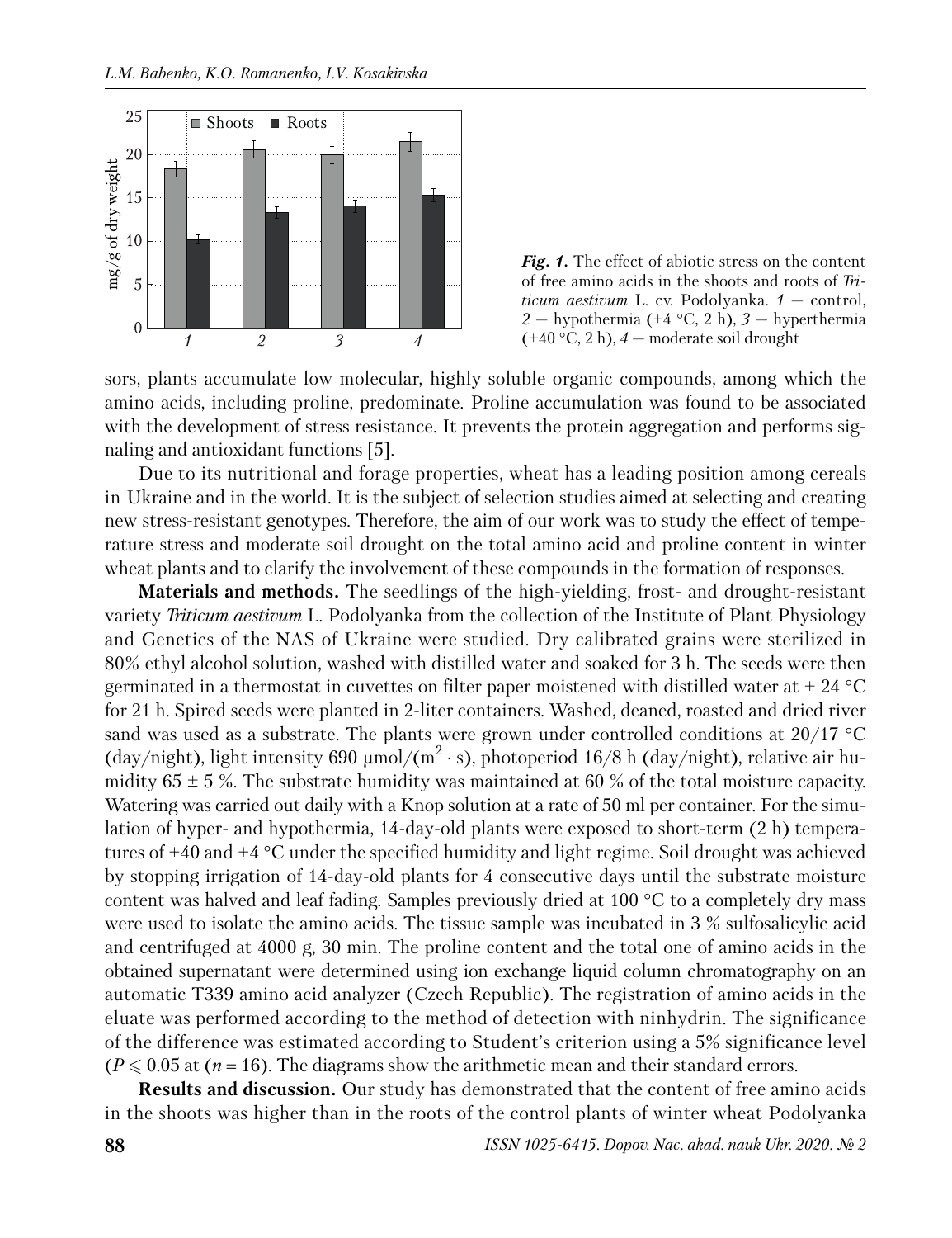*Fig. 1.* The effect of abiotic stress on the content of free amino acids in the shoots and roots of *Triticum aestivum* L. cv. Podolyanka. *1* — control, *2* — hypothermia (+4 °C, 2 h), *3* — hyperthermia (+40 °C, 2 h), *4* — moderate soil drought

sors, plants accumulate low molecular, highly soluble organic compounds, among which the amino acids, including proline, predominate. Proline accumulation was found to be associated with the development of stress resistance. It prevents the protein aggregation and performs signaling and antioxidant functions [5].

Due to its nutritional and forage properties, wheat has a leading position among cereals in Ukraine and in the world. It is the subject of selection studies aimed at selecting and creating new stress-resistant genotypes. Therefore, the aim of our work was to study the effect of temperature stress and moderate soil drought on the total amino acid and proline content in winter wheat plants and to clarify the involvement of these compounds in the formation of responses.

**Materials and methods.** The seedlings of the high-yielding, frost- and drought-resistant variety *Triticum aestivum* L. Podolyanka from the collection of the Institute of Plant Physiology and Genetics of the NAS of Ukraine were studied. Dry calibrated grains were sterilized in 80% ethyl alcohol solution, washed with distilled water and soaked for 3 h. The seeds were then germinated in a thermostat in cuvettes on filter paper moistened with distilled water at + 24 °C for 21 h. Spired seeds were planted in 2-liter containers. Washed, deaned, roasted and dried river sand was used as a substrate. The plants were grown under controlled conditions at 20/17 °C (day/night), light intensity 690 μmol/($m^2 \cdot s$), photoperiod 16/8 h (day/night), relative air humidity 65 ± 5 %. The substrate humidity was maintained at 60 % of the total moisture capacity. Watering was carried out daily with a Knop solution at a rate of 50 ml per container. For the simulation of hyper- and hypothermia, 14-day-old plants were exposed to short-term (2 h) temperatures of +40 and +4 °C under the specified humidity and light regime. Soil drought was achieved by stopping irrigation of 14-day-old plants for 4 consecutive days until the substrate moisture content was halved and leaf fading. Samples previously dried at 100 °C to a completely dry mass were used to isolate the amino acids. The tissue sample was incubated in 3 % sulfosalicylic acid and centrifuged at 4000 g, 30 min. The proline content and the total one of amino acids in the obtained supernatant were determined using ion exchange liquid column chromatography on an automatic T339 amino acid analyzer (Czech Republic). The registration of amino acids in the eluate was performed according to the method of detection with ninhydrin. The significance of the difference was estimated according to Student's criterion using a 5% significance level ($P \leqslant 0.05$ at ($n = 16$). The diagrams show the arithmetic mean and their standard errors.

**Results and discussion.** Our study has demonstrated that the content of free amino acids in the shoots was higher than in the roots of the control plants of winter wheat Podolyanka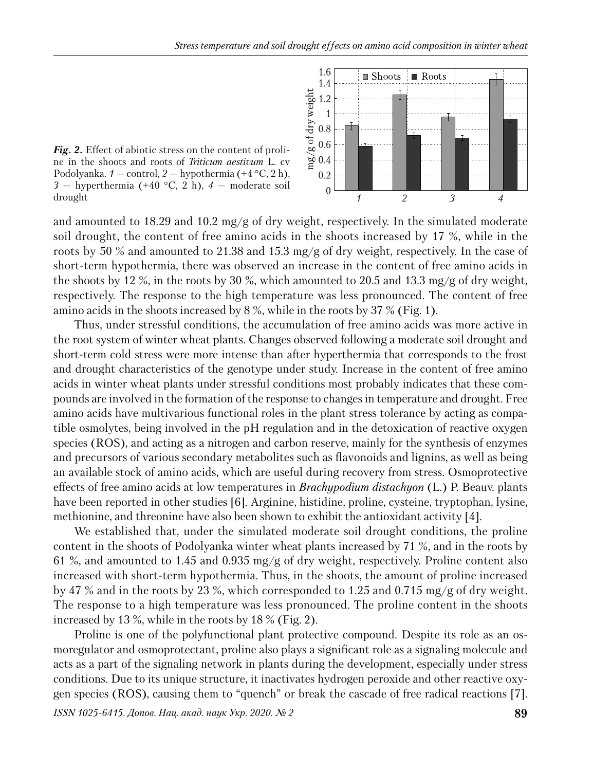*Fig. 2.* Effect of abiotic stress on the content of proline in the shoots and roots of *Triticum aestivum* L. cv Podolyanka. *1* — control, *2* — hypothermia (+4 °C, 2 h), *3* — hyperthermia (+40 °C, 2 h), *4* — moderate soil drought

and amounted to 18.29 and 10.2 mg/g of dry weight, respectively. In the simulated moderate soil drought, the content of free amino acids in the shoots increased by 17 %, while in the roots by 50 % and amounted to 21.38 and 15.3 mg/g of dry weight, respectively. In the case of short-term hypothermia, there was observed an increase in the content of free amino acids in the shoots by 12 %, in the roots by 30 %, which amounted to 20.5 and 13.3 mg/g of dry weight, respectively. The response to the high temperature was less pronounced. The content of free amino acids in the shoots increased by 8 %, while in the roots by 37 % (Fig. 1).

Thus, under stressful conditions, the accumulation of free amino acids was more active in the root system of winter wheat plants. Changes observed following a moderate soil drought and short-term cold stress were more intense than after hyperthermia that corresponds to the frost and drought characteristics of the genotype under study. Increase in the content of free amino acids in winter wheat plants under stressful conditions most probably indicates that these compounds are involved in the formation of the response to changes in temperature and drought. Free amino acids have multivarious functional roles in the plant stress tolerance by acting as compatible osmolytes, being involved in the pH regulation and in the detoxication of reactive oxygen species (ROS), and acting as a nitrogen and carbon reserve, mainly for the synthesis of enzymes and precursors of various secondary metabolites such as flavonoids and lignins, as well as being an available stock of amino acids, which are useful during recovery from stress. Osmoprotective effects of free amino acids at low temperatures in *Brachypodium distachyon* (L.) P. Beauv. plants have been reported in other studies [6]. Arginine, histidine, proline, cysteine, tryptophan, lysine, methionine, and threonine have also been shown to exhibit the antioxidant activity [4].

We established that, under the simulated moderate soil drought conditions, the proline content in the shoots of Podolyanka winter wheat plants increased by 71 %, and in the roots by 61 %, and amounted to 1.45 and 0.935 mg/g of dry weight, respectively. Proline content also increased with short-term hypothermia. Thus, in the shoots, the amount of proline increased by 47 % and in the roots by 23 %, which corresponded to 1.25 and 0.715 mg/g of dry weight. The response to a high temperature was less pronounced. The proline content in the shoots increased by 13 %, while in the roots by 18 % (Fig. 2).

Proline is one of the polyfunctional plant protective compound. Despite its role as an osmoregulator and osmoprotectant, proline also plays a significant role as a signaling molecule and acts as a part of the signaling network in plants during the development, especially under stress conditions. Due to its unique structure, it inactivates hydrogen peroxide and other reactive oxygen species (ROS), causing them to "quench" or break the cascade of free radical reactions [7].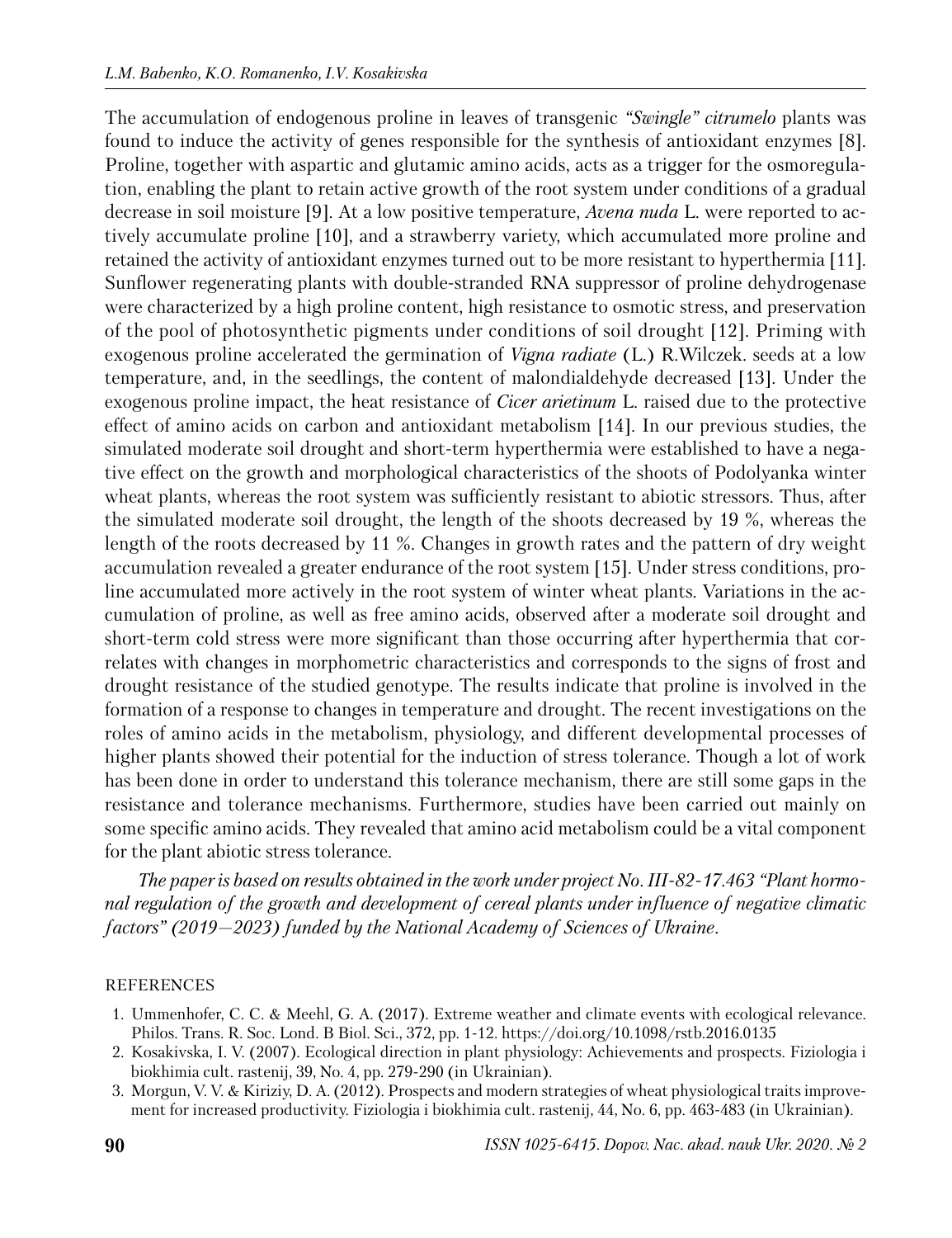The accumulation of endogenous proline in leaves of transgenic *"Swingle" citrumelo* plants was found to induce the activity of genes responsible for the synthesis of antioxidant enzymes [8]. Proline, together with aspartic and glutamic amino acids, acts as a trigger for the osmoregulation, enabling the plant to retain active growth of the root system under conditions of a gradual decrease in soil moisture [9]. At a low positive temperature, *Avena nuda* L. were reported to actively accumulate proline [10], and a strawberry variety, which accumulated more proline and retained the activity of antioxidant enzymes turned out to be more resistant to hyperthermia [11]. Sunflower regenerating plants with double-stranded RNA suppressor of proline dehydrogenase were characterized by a high proline content, high resistance to osmotic stress, and preservation of the pool of photosynthetic pigments under conditions of soil drought [12]. Priming with exogenous proline accelerated the germination of *Vigna radiate* (L.) R.Wilczek. seeds at a low temperature, and, in the seedlings, the content of malondialdehyde decreased [13]. Under the exogenous proline impact, the heat resistance of *Cicer arietinum* L. raised due to the protective effect of amino acids on carbon and antioxidant metabolism [14]. In our previous studies, the simulated moderate soil drought and short-term hyperthermia were established to have a negative effect on the growth and morphological characteristics of the shoots of Podolyanka winter wheat plants, whereas the root system was sufficiently resistant to abiotic stressors. Thus, after the simulated moderate soil drought, the length of the shoots decreased by 19 %, whereas the length of the roots decreased by 11 %. Changes in growth rates and the pattern of dry weight accumulation revealed a greater endurance of the root system [15]. Under stress conditions, proline accumulated more actively in the root system of winter wheat plants. Variations in the accumulation of proline, as well as free amino acids, observed after a moderate soil drought and short-term cold stress were more significant than those occurring after hyperthermia that correlates with changes in morphometric characteristics and corresponds to the signs of frost and drought resistance of the studied genotype. The results indicate that proline is involved in the formation of a response to changes in temperature and drought. The recent investigations on the roles of amino acids in the metabolism, physiology, and different developmental processes of higher plants showed their potential for the induction of stress tolerance. Though a lot of work has been done in order to understand this tolerance mechanism, there are still some gaps in the resistance and tolerance mechanisms. Furthermore, studies have been carried out mainly on some specific amino acids. They revealed that amino acid metabolism could be a vital component for the plant abiotic stress tolerance.

*The paper is based on results obtained in the work under project No. III-82-17.463 "Plant hormonal regulation of the growth and development of cereal plants under influence of negative climatic factors" (2019—2023) funded by the National Academy of Sciences of Ukraine.*

## REFERENCES

1. Ummenhofer, C. C. & Meehl, G. A. (2017). Extreme weather and climate events with ecological relevance. Philos. Trans. R. Soc. Lond. B Biol. Sci., 372, pp. 1-12. https://doi.org/10.1098/rstb.2016.0135
2. Kosakivska, I. V. (2007). Ecological direction in plant physiology: Achievements and prospects. Fiziologia i biokhimia cult. rastenij, 39, No. 4, pp. 279-290 (in Ukrainian).
3. Morgun, V. V. & Kiriziy, D. A. (2012). Prospects and modern strategies of wheat physiological traits improvement for increased productivity. Fiziologia i biokhimia cult. rastenij, 44, No. 6, pp. 463-483 (in Ukrainian).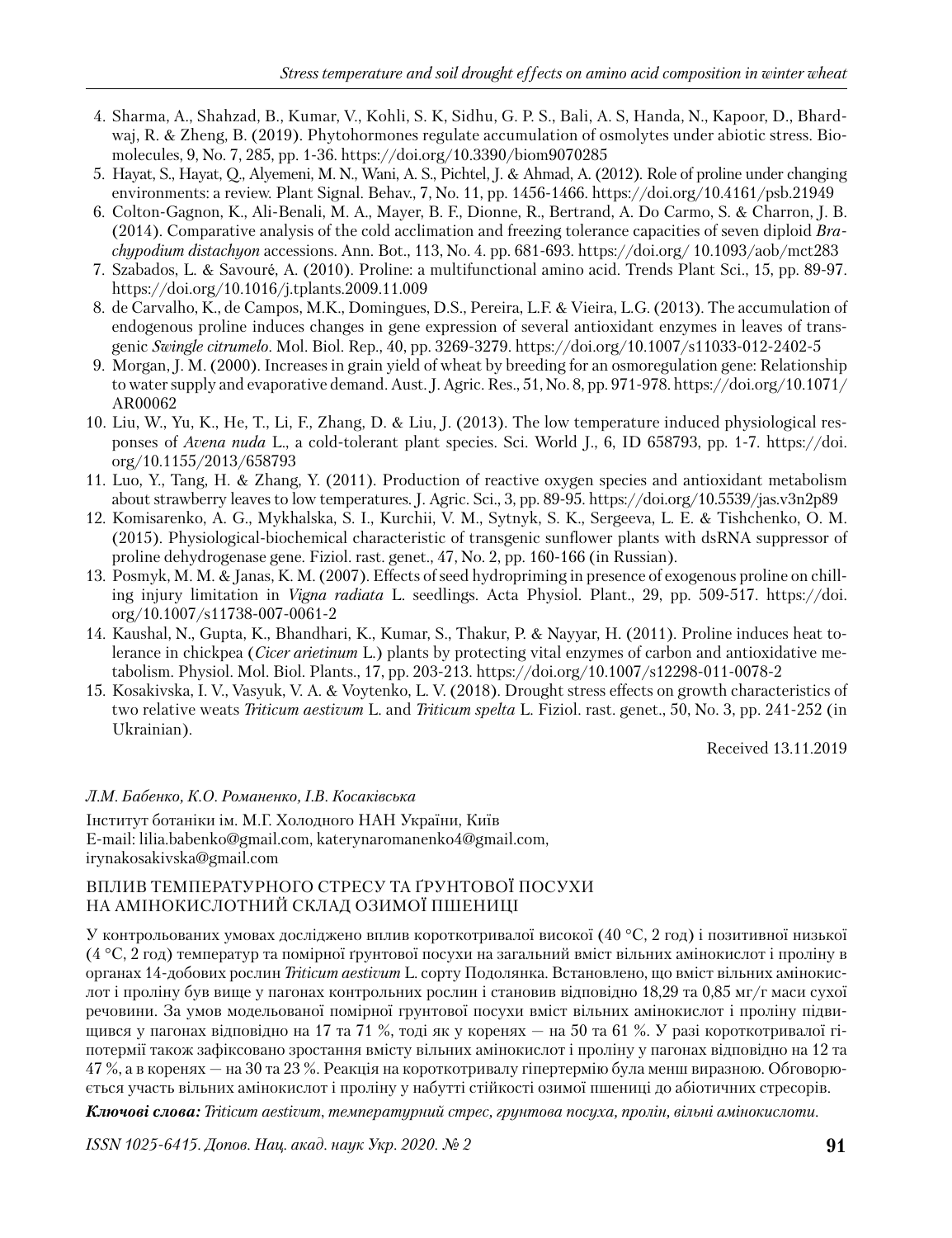4. Sharma, A., Shahzad, B., Kumar, V., Kohli, S. K, Sidhu, G. P. S., Bali, A. S, Handa, N., Kapoor, D., Bhardwaj, R. & Zheng, B. (2019). Phytohormones regulate accumulation of osmolytes under abiotic stress. Biomolecules, 9, No. 7, 285, pp. 1-36. https://doi.org/10.3390/biom9070285
5. Hayat, S., Hayat, Q., Alyemeni, M. N., Wani, A. S., Pichtel, J. & Ahmad, A. (2012). Role of proline under changing environments: a review. Plant Signal. Behav., 7, No. 11, pp. 1456-1466. https://doi.org/10.4161/psb.21949
6. Colton-Gagnon, K., Ali-Benali, M. A., Mayer, B. F., Dionne, R., Bertrand, A. Do Carmo, S. & Charron, J. B. (2014). Comparative analysis of the cold acclimation and freezing tolerance capacities of seven diploid *Brachypodium distachyon* accessions. Ann. Bot., 113, No. 4. pp. 681-693. https://doi.org/ 10.1093/aob/mct283
7. Szabados, L. & Savouré, A. (2010). Proline: a multifunctional amino acid. Trends Plant Sci., 15, pp. 89-97. https://doi.org/10.1016/j.tplants.2009.11.009
8. de Carvalho, K., de Campos, M.K., Domingues, D.S., Pereira, L.F. & Vieira, L.G. (2013). The accumulation of endogenous proline induces changes in gene expression of several antioxidant enzymes in leaves of transgenic *Swingle citrumelo*. Mol. Biol. Rep., 40, pp. 3269-3279. https://doi.org/10.1007/s11033-012-2402-5
9. Morgan, J. M. (2000). Increases in grain yield of wheat by breeding for an osmoregulation gene: Relationship to water supply and evaporative demand. Aust. J. Agric. Res., 51, No. 8, pp. 971-978. https://doi.org/10.1071/AR00062
10. Liu, W., Yu, K., He, T., Li, F., Zhang, D. & Liu, J. (2013). The low temperature induced physiological responses of *Avena nuda* L., a cold-tolerant plant species. Sci. World J., 6, ID 658793, pp. 1-7. https://doi.org/10.1155/2013/658793
11. Luo, Y., Tang, H. & Zhang, Y. (2011). Production of reactive oxygen species and antioxidant metabolism about strawberry leaves to low temperatures. J. Agric. Sci., 3, pp. 89-95. https://doi.org/10.5539/jas.v3n2p89
12. Komisarenko, A. G., Mykhalska, S. I., Kurchii, V. M., Sytnyk, S. K., Sergeeva, L. E. & Tishchenko, O. M. (2015). Physiological-biochemical characteristic of transgenic sunflower plants with dsRNA suppressor of proline dehydrogenase gene. Fiziol. rast. genet., 47, No. 2, pp. 160-166 (in Russian).
13. Posmyk, M. M. & Janas, K. M. (2007). Effects of seed hydropriming in presence of exogenous proline on chilling injury limitation in *Vigna radiata* L. seedlings. Acta Physiol. Plant., 29, pp. 509-517. https://doi.org/10.1007/s11738-007-0061-2
14. Kaushal, N., Gupta, K., Bhandhari, K., Kumar, S., Thakur, P. & Nayyar, H. (2011). Proline induces heat tolerance in chickpea (*Cicer arietinum* L.) plants by protecting vital enzymes of carbon and antioxidative metabolism. Physiol. Mol. Biol. Plants., 17, pp. 203-213. https://doi.org/10.1007/s12298-011-0078-2
15. Kosakivska, I. V., Vasyuk, V. A. & Voytenko, L. V. (2018). Drought stress effects on growth characteristics of two relative weats *Triticum aestivum* L. and *Triticum spelta* L. Fiziol. rast. genet., 50, No. 3, pp. 241-252 (in Ukrainian).

Received 13.11.2019

*Л.М. Бабенко, К.О. Романенко, І.В. Косаківська*

Інститут ботаніки ім. М.Г. Холодного НАН України, Київ
E-mail: lilia.babenko@gmail.com, katerynaromanenko4@gmail.com, irynakosakivska@gmail.com

## ВПЛИВ ТЕМПЕРАТУРНОГО СТРЕСУ ТА ҐРУНТОВОЇ ПОСУХИ НА АМІНОКИСЛОТНИЙ СКЛАД ОЗИМОЇ ПШЕНИЦІ

У контрольованих умовах досліджено вплив короткотривалої високої (40 °С, 2 год) і позитивної низької (4 °С, 2 год) температур та помірної ґрунтової посухи на загальний вміст вільних амінокислот і проліну в органах 14-добових рослин *Triticum aestivum* L. сорту Подолянка. Встановлено, що вміст вільних амінокислот і проліну був вище у пагонах контрольних рослин і становив відповідно 18,29 та 0,85 мг/г маси сухої речовини. За умов модельованої помірної ґрунтової посухи вміст вільних амінокислот і проліну підвищився у пагонах відповідно на 17 та 71 %, тоді як у коренях — на 50 та 61 %. У разі короткотривалої гіпотермії також зафіксовано зростання вмісту вільних амінокислот і проліну у пагонах відповідно на 12 та 47 %, а в коренях — на 30 та 23 %. Реакція на короткотривалу гіпертермію була менш виразною. Обговорюється участь вільних амінокислот і проліну у набутті стійкості озимої пшениці до абіотичних стресорів.

***Ключові слова:*** *Triticum aestivum, температурний стрес, ґрунтова посуха, пролін, вільні амінокислоти.*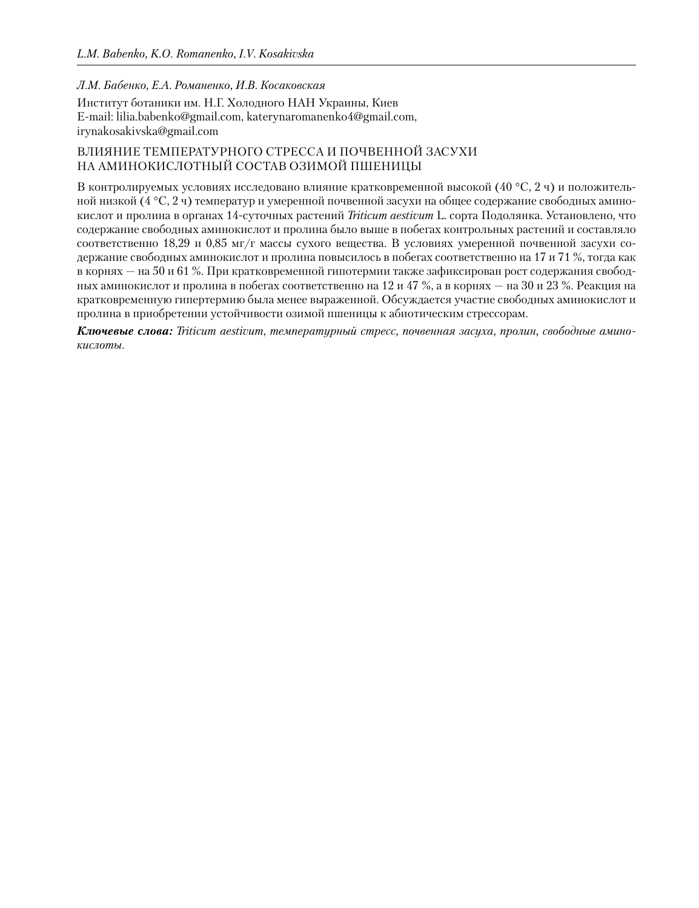*Л.М. Бабенко, Е.А. Романенко, И.В. Косаковская*

Институт ботаники им. Н.Г. Холодного НАН Украины, Киев
E-mail: lilia.babenko@gmail.com, katerynaromanenko4@gmail.com, irynakosakivska@gmail.com

## ВЛИЯНИЕ ТЕМПЕРАТУРНОГО СТРЕССА И ПОЧВЕННОЙ ЗАСУХИ НА АМИНОКИСЛОТНЫЙ СОСТАВ ОЗИМОЙ ПШЕНИЦЫ

В контролируемых условиях исследовано влияние кратковременной высокой (40 °С, 2 ч) и положительной низкой (4 °С, 2 ч) температур и умеренной почвенной засухи на общее содержание свободных аминокислот и пролина в органах 14-суточных растений *Triticum aestivum* L. сорта Подолянка. Установлено, что содержание свободных аминокислот и пролина было выше в побегах контрольных растений и составляло соответственно 18,29 и 0,85 мг/г массы сухого вещества. В условиях умеренной почвенной засухи содержание свободных аминокислот и пролина повысилось в побегах соответственно на 17 и 71 %, тогда как в корнях — на 50 и 61 %. При кратковременной гипотермии также зафиксирован рост содержания свободных аминокислот и пролина в побегах соответственно на 12 и 47 %, а в корнях — на 30 и 23 %. Реакция на кратковременную гипертермию была менее выраженной. Обсуждается участие свободных аминокислот и пролина в приобретении устойчивости озимой пшеницы к абиотическим стрессорам.

***Ключевые слова:*** *Triticum aestivum, температурный стресс, почвенная засуха, пролин, свободные аминокислоты.*